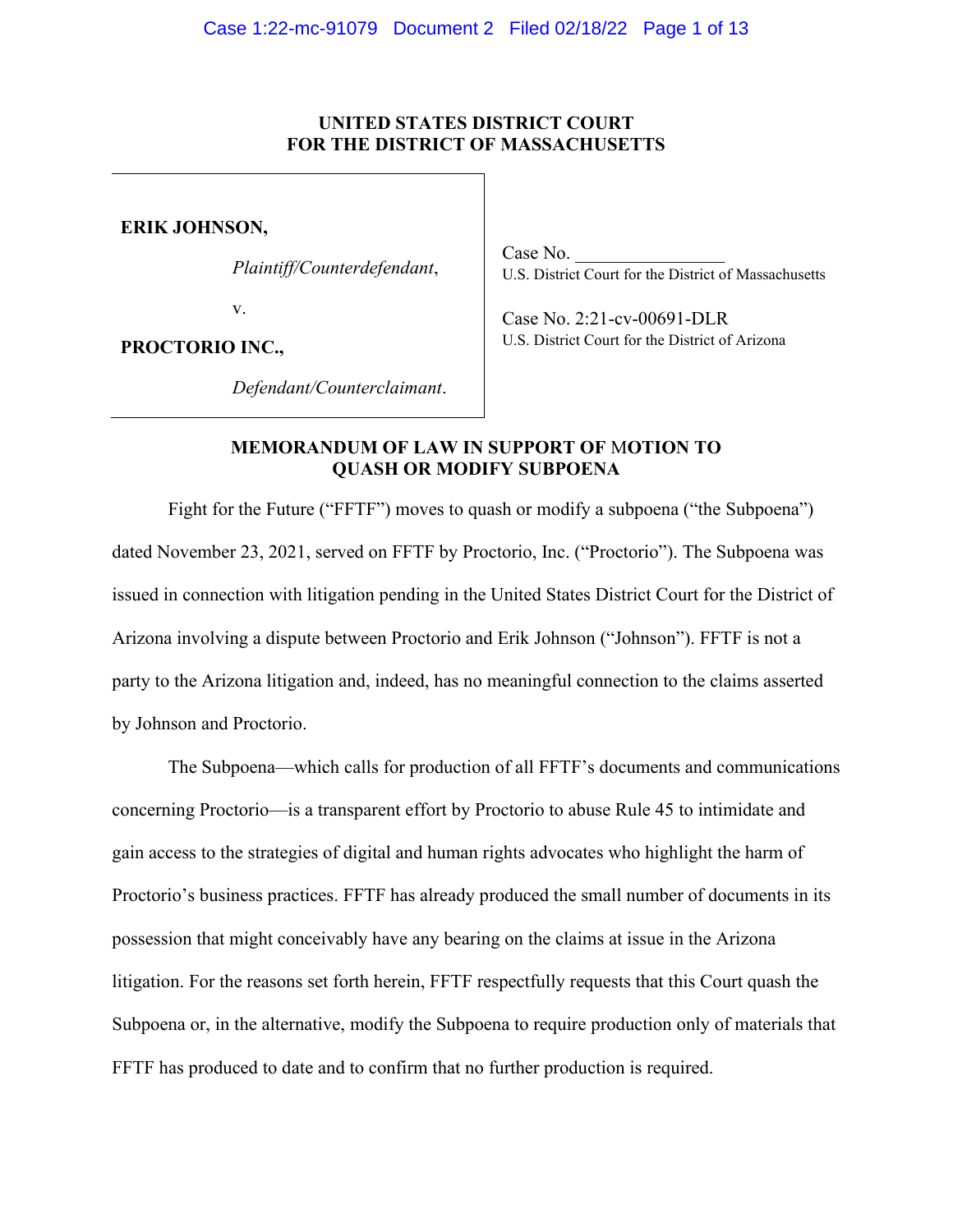**UNITED STATES DISTRICT COURT**
**FOR THE DISTRICT OF MASSACHUSETTS**

| | |
|---|---|
| **ERIK JOHNSON,**<br><br>*Plaintiff/Counterdefendant*,<br><br>v.<br><br>**PROCTORIO INC.,**<br><br>*Defendant/Counterclaimant*. | Case No. _______________<br>U.S. District Court for the District of Massachusetts<br><br>Case No. 2:21-cv-00691-DLR<br>U.S. District Court for the District of Arizona |

**MEMORANDUM OF LAW IN SUPPORT OF MOTION TO QUASH OR MODIFY SUBPOENA**

Fight for the Future ("FFTF") moves to quash or modify a subpoena ("the Subpoena") dated November 23, 2021, served on FFTF by Proctorio, Inc. ("Proctorio"). The Subpoena was issued in connection with litigation pending in the United States District Court for the District of Arizona involving a dispute between Proctorio and Erik Johnson ("Johnson"). FFTF is not a party to the Arizona litigation and, indeed, has no meaningful connection to the claims asserted by Johnson and Proctorio.

The Subpoena—which calls for production of all FFTF's documents and communications concerning Proctorio—is a transparent effort by Proctorio to abuse Rule 45 to intimidate and gain access to the strategies of digital and human rights advocates who highlight the harm of Proctorio's business practices. FFTF has already produced the small number of documents in its possession that might conceivably have any bearing on the claims at issue in the Arizona litigation. For the reasons set forth herein, FFTF respectfully requests that this Court quash the Subpoena or, in the alternative, modify the Subpoena to require production only of materials that FFTF has produced to date and to confirm that no further production is required.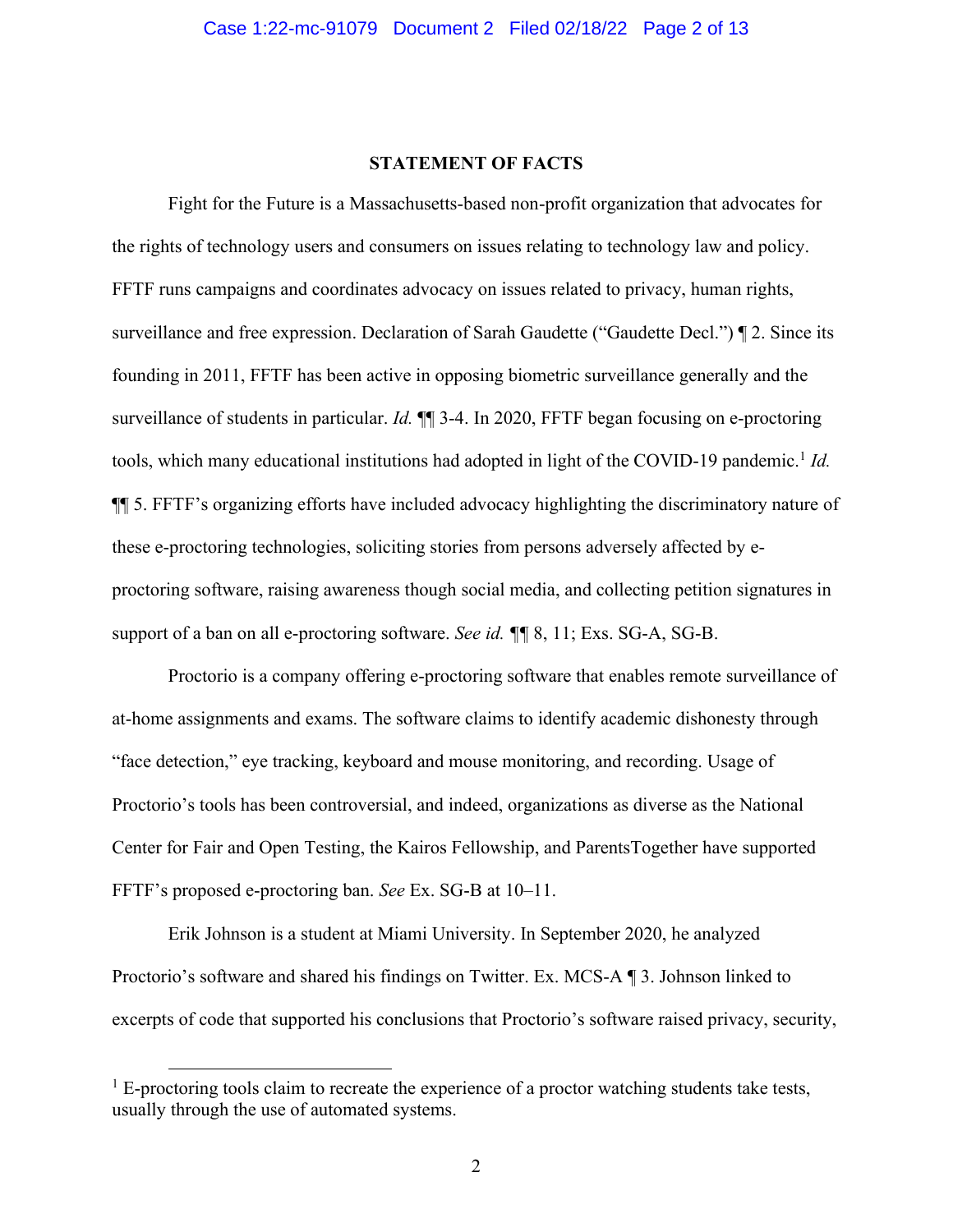## STATEMENT OF FACTS

Fight for the Future is a Massachusetts-based non-profit organization that advocates for the rights of technology users and consumers on issues relating to technology law and policy. FFTF runs campaigns and coordinates advocacy on issues related to privacy, human rights, surveillance and free expression. Declaration of Sarah Gaudette ("Gaudette Decl.") ¶ 2. Since its founding in 2011, FFTF has been active in opposing biometric surveillance generally and the surveillance of students in particular. *Id.* ¶¶ 3-4. In 2020, FFTF began focusing on e-proctoring tools, which many educational institutions had adopted in light of the COVID-19 pandemic.[1] *Id.* ¶¶ 5. FFTF's organizing efforts have included advocacy highlighting the discriminatory nature of these e-proctoring technologies, soliciting stories from persons adversely affected by e-proctoring software, raising awareness though social media, and collecting petition signatures in support of a ban on all e-proctoring software. *See id.* ¶¶ 8, 11; Exs. SG-A, SG-B.

Proctorio is a company offering e-proctoring software that enables remote surveillance of at-home assignments and exams. The software claims to identify academic dishonesty through "face detection," eye tracking, keyboard and mouse monitoring, and recording. Usage of Proctorio's tools has been controversial, and indeed, organizations as diverse as the National Center for Fair and Open Testing, the Kairos Fellowship, and ParentsTogether have supported FFTF's proposed e-proctoring ban. *See* Ex. SG-B at 10–11.

Erik Johnson is a student at Miami University. In September 2020, he analyzed Proctorio's software and shared his findings on Twitter. Ex. MCS-A ¶ 3. Johnson linked to excerpts of code that supported his conclusions that Proctorio's software raised privacy, security,

---

[1] E-proctoring tools claim to recreate the experience of a proctor watching students take tests, usually through the use of automated systems.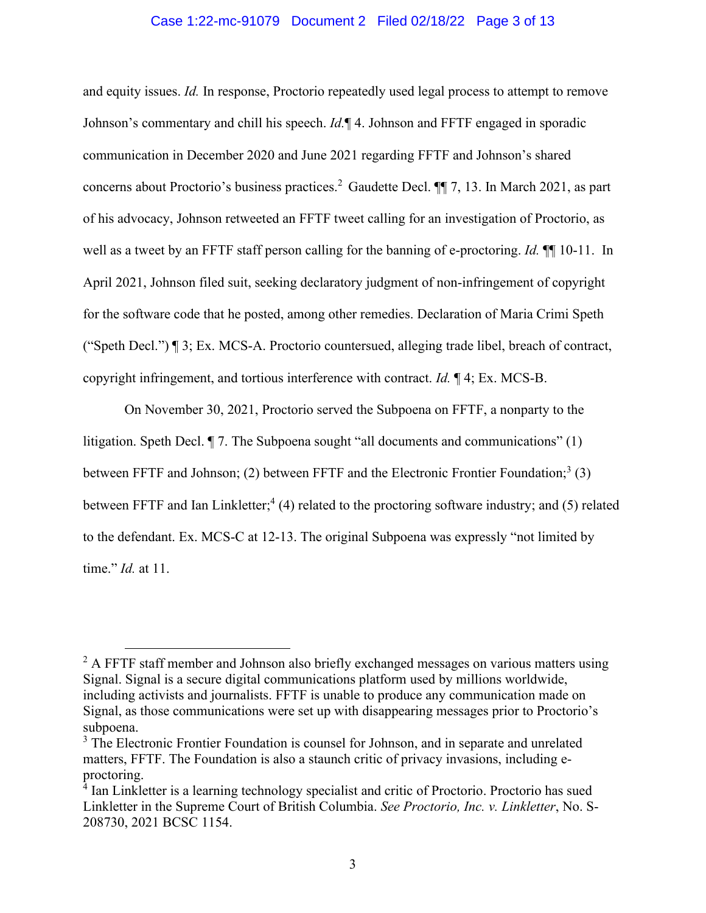and equity issues. *Id.* In response, Proctorio repeatedly used legal process to attempt to remove Johnson's commentary and chill his speech. *Id.*¶ 4. Johnson and FFTF engaged in sporadic communication in December 2020 and June 2021 regarding FFTF and Johnson's shared concerns about Proctorio's business practices.[2] Gaudette Decl. ¶¶ 7, 13. In March 2021, as part of his advocacy, Johnson retweeted an FFTF tweet calling for an investigation of Proctorio, as well as a tweet by an FFTF staff person calling for the banning of e-proctoring. *Id.* ¶¶ 10-11. In April 2021, Johnson filed suit, seeking declaratory judgment of non-infringement of copyright for the software code that he posted, among other remedies. Declaration of Maria Crimi Speth ("Speth Decl.") ¶ 3; Ex. MCS-A. Proctorio countersued, alleging trade libel, breach of contract, copyright infringement, and tortious interference with contract. *Id.* ¶ 4; Ex. MCS-B.

On November 30, 2021, Proctorio served the Subpoena on FFTF, a nonparty to the litigation. Speth Decl. ¶ 7. The Subpoena sought "all documents and communications" (1) between FFTF and Johnson; (2) between FFTF and the Electronic Frontier Foundation;[3] (3) between FFTF and Ian Linkletter;[4] (4) related to the proctoring software industry; and (5) related to the defendant. Ex. MCS-C at 12-13. The original Subpoena was expressly "not limited by time." *Id.* at 11.

---

[2] A FFTF staff member and Johnson also briefly exchanged messages on various matters using Signal. Signal is a secure digital communications platform used by millions worldwide, including activists and journalists. FFTF is unable to produce any communication made on Signal, as those communications were set up with disappearing messages prior to Proctorio's subpoena.

[3] The Electronic Frontier Foundation is counsel for Johnson, and in separate and unrelated matters, FFTF. The Foundation is also a staunch critic of privacy invasions, including e-proctoring.

[4] Ian Linkletter is a learning technology specialist and critic of Proctorio. Proctorio has sued Linkletter in the Supreme Court of British Columbia. *See Proctorio, Inc. v. Linkletter*, No. S-208730, 2021 BCSC 1154.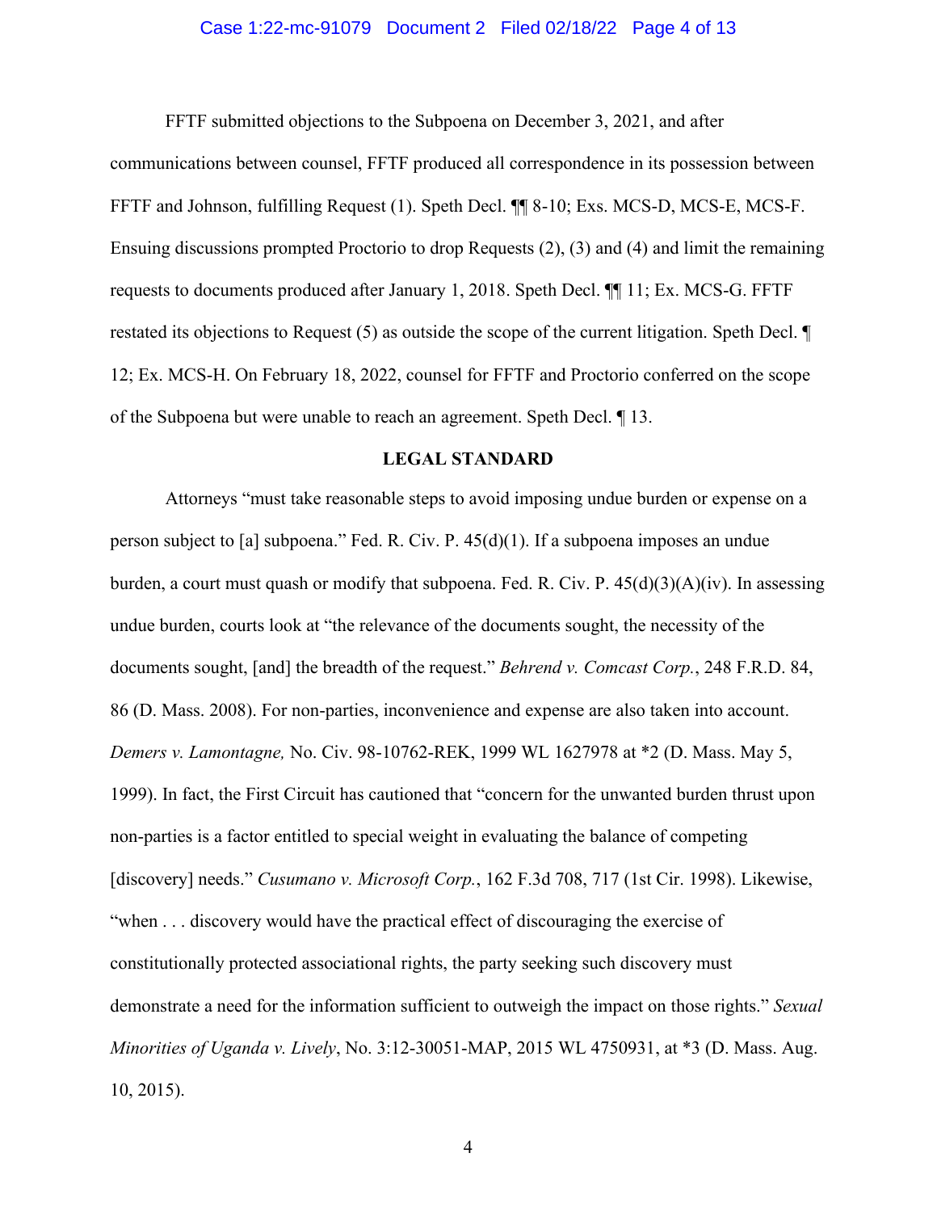FFTF submitted objections to the Subpoena on December 3, 2021, and after communications between counsel, FFTF produced all correspondence in its possession between FFTF and Johnson, fulfilling Request (1). Speth Decl. ¶¶ 8-10; Exs. MCS-D, MCS-E, MCS-F. Ensuing discussions prompted Proctorio to drop Requests (2), (3) and (4) and limit the remaining requests to documents produced after January 1, 2018. Speth Decl. ¶¶ 11; Ex. MCS-G. FFTF restated its objections to Request (5) as outside the scope of the current litigation. Speth Decl. ¶ 12; Ex. MCS-H. On February 18, 2022, counsel for FFTF and Proctorio conferred on the scope of the Subpoena but were unable to reach an agreement. Speth Decl. ¶ 13.

## LEGAL STANDARD

Attorneys "must take reasonable steps to avoid imposing undue burden or expense on a person subject to [a] subpoena." Fed. R. Civ. P. 45(d)(1). If a subpoena imposes an undue burden, a court must quash or modify that subpoena. Fed. R. Civ. P. 45(d)(3)(A)(iv). In assessing undue burden, courts look at "the relevance of the documents sought, the necessity of the documents sought, [and] the breadth of the request." *Behrend v. Comcast Corp.*, 248 F.R.D. 84, 86 (D. Mass. 2008). For non-parties, inconvenience and expense are also taken into account. *Demers v. Lamontagne,* No. Civ. 98-10762-REK, 1999 WL 1627978 at *2 (D. Mass. May 5, 1999). In fact, the First Circuit has cautioned that "concern for the unwanted burden thrust upon non-parties is a factor entitled to special weight in evaluating the balance of competing [discovery] needs." *Cusumano v. Microsoft Corp.*, 162 F.3d 708, 717 (1st Cir. 1998). Likewise, "when . . . discovery would have the practical effect of discouraging the exercise of constitutionally protected associational rights, the party seeking such discovery must demonstrate a need for the information sufficient to outweigh the impact on those rights." *Sexual Minorities of Uganda v. Lively*, No. 3:12-30051-MAP, 2015 WL 4750931, at *3 (D. Mass. Aug. 10, 2015).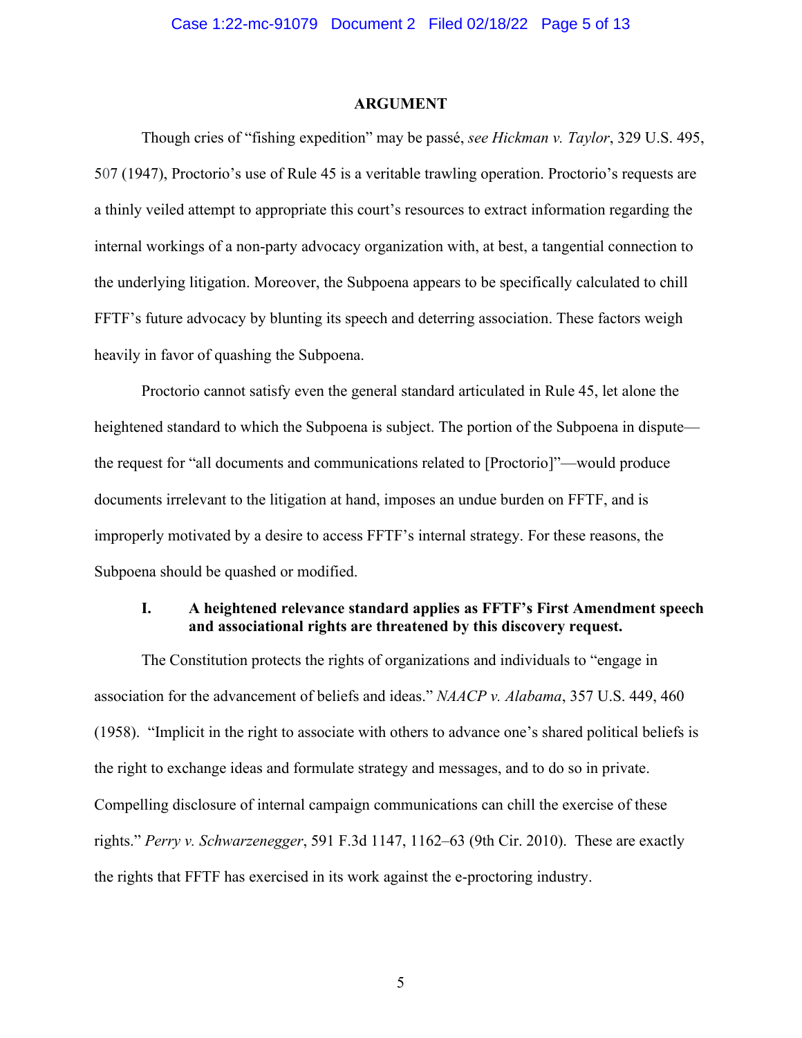## ARGUMENT

Though cries of "fishing expedition" may be passé, *see Hickman v. Taylor*, 329 U.S. 495, 507 (1947), Proctorio's use of Rule 45 is a veritable trawling operation. Proctorio's requests are a thinly veiled attempt to appropriate this court's resources to extract information regarding the internal workings of a non-party advocacy organization with, at best, a tangential connection to the underlying litigation. Moreover, the Subpoena appears to be specifically calculated to chill FFTF's future advocacy by blunting its speech and deterring association. These factors weigh heavily in favor of quashing the Subpoena.

Proctorio cannot satisfy even the general standard articulated in Rule 45, let alone the heightened standard to which the Subpoena is subject. The portion of the Subpoena in dispute—the request for "all documents and communications related to [Proctorio]"—would produce documents irrelevant to the litigation at hand, imposes an undue burden on FFTF, and is improperly motivated by a desire to access FFTF's internal strategy. For these reasons, the Subpoena should be quashed or modified.

### I. A heightened relevance standard applies as FFTF's First Amendment speech and associational rights are threatened by this discovery request.

The Constitution protects the rights of organizations and individuals to "engage in association for the advancement of beliefs and ideas." *NAACP v. Alabama*, 357 U.S. 449, 460 (1958). "Implicit in the right to associate with others to advance one's shared political beliefs is the right to exchange ideas and formulate strategy and messages, and to do so in private. Compelling disclosure of internal campaign communications can chill the exercise of these rights." *Perry v. Schwarzenegger*, 591 F.3d 1147, 1162–63 (9th Cir. 2010). These are exactly the rights that FFTF has exercised in its work against the e-proctoring industry.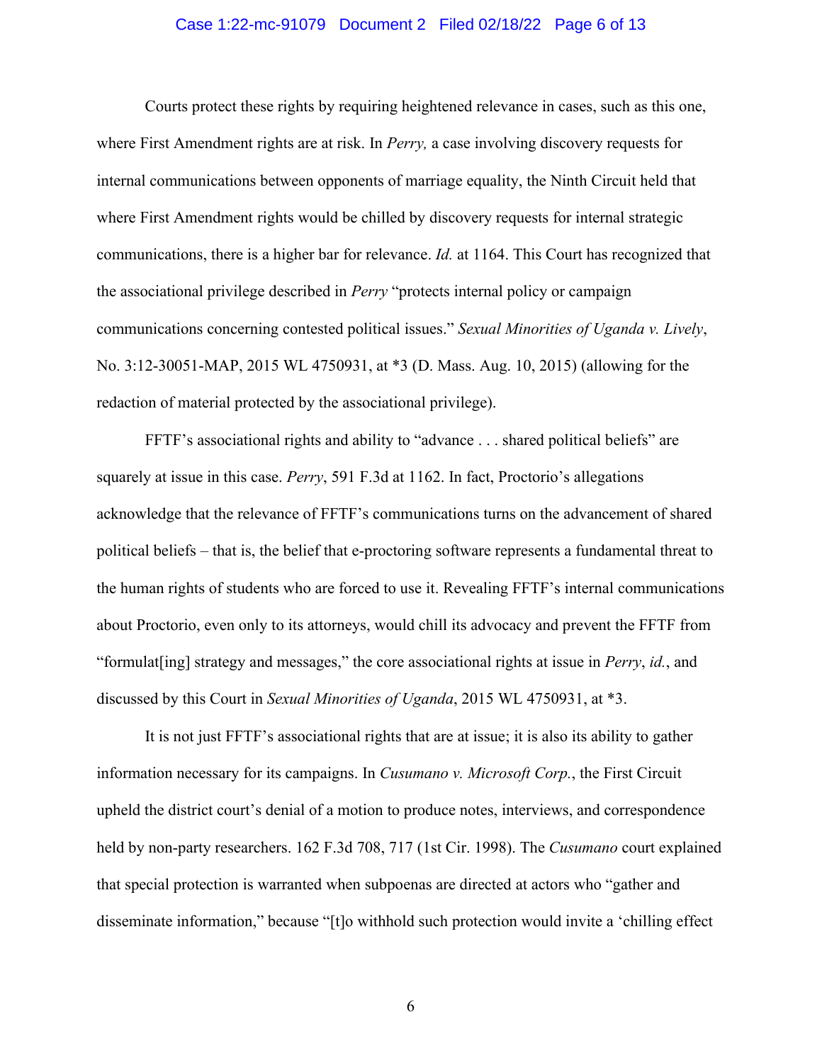Courts protect these rights by requiring heightened relevance in cases, such as this one, where First Amendment rights are at risk. In *Perry,* a case involving discovery requests for internal communications between opponents of marriage equality, the Ninth Circuit held that where First Amendment rights would be chilled by discovery requests for internal strategic communications, there is a higher bar for relevance. *Id.* at 1164. This Court has recognized that the associational privilege described in *Perry* "protects internal policy or campaign communications concerning contested political issues." *Sexual Minorities of Uganda v. Lively*, No. 3:12-30051-MAP, 2015 WL 4750931, at *3 (D. Mass. Aug. 10, 2015) (allowing for the redaction of material protected by the associational privilege).

FFTF's associational rights and ability to "advance . . . shared political beliefs" are squarely at issue in this case. *Perry*, 591 F.3d at 1162. In fact, Proctorio's allegations acknowledge that the relevance of FFTF's communications turns on the advancement of shared political beliefs – that is, the belief that e-proctoring software represents a fundamental threat to the human rights of students who are forced to use it. Revealing FFTF's internal communications about Proctorio, even only to its attorneys, would chill its advocacy and prevent the FFTF from "formulat[ing] strategy and messages," the core associational rights at issue in *Perry*, *id.*, and discussed by this Court in *Sexual Minorities of Uganda*, 2015 WL 4750931, at *3.

It is not just FFTF's associational rights that are at issue; it is also its ability to gather information necessary for its campaigns. In *Cusumano v. Microsoft Corp.*, the First Circuit upheld the district court's denial of a motion to produce notes, interviews, and correspondence held by non-party researchers. 162 F.3d 708, 717 (1st Cir. 1998). The *Cusumano* court explained that special protection is warranted when subpoenas are directed at actors who "gather and disseminate information," because "[t]o withhold such protection would invite a 'chilling effect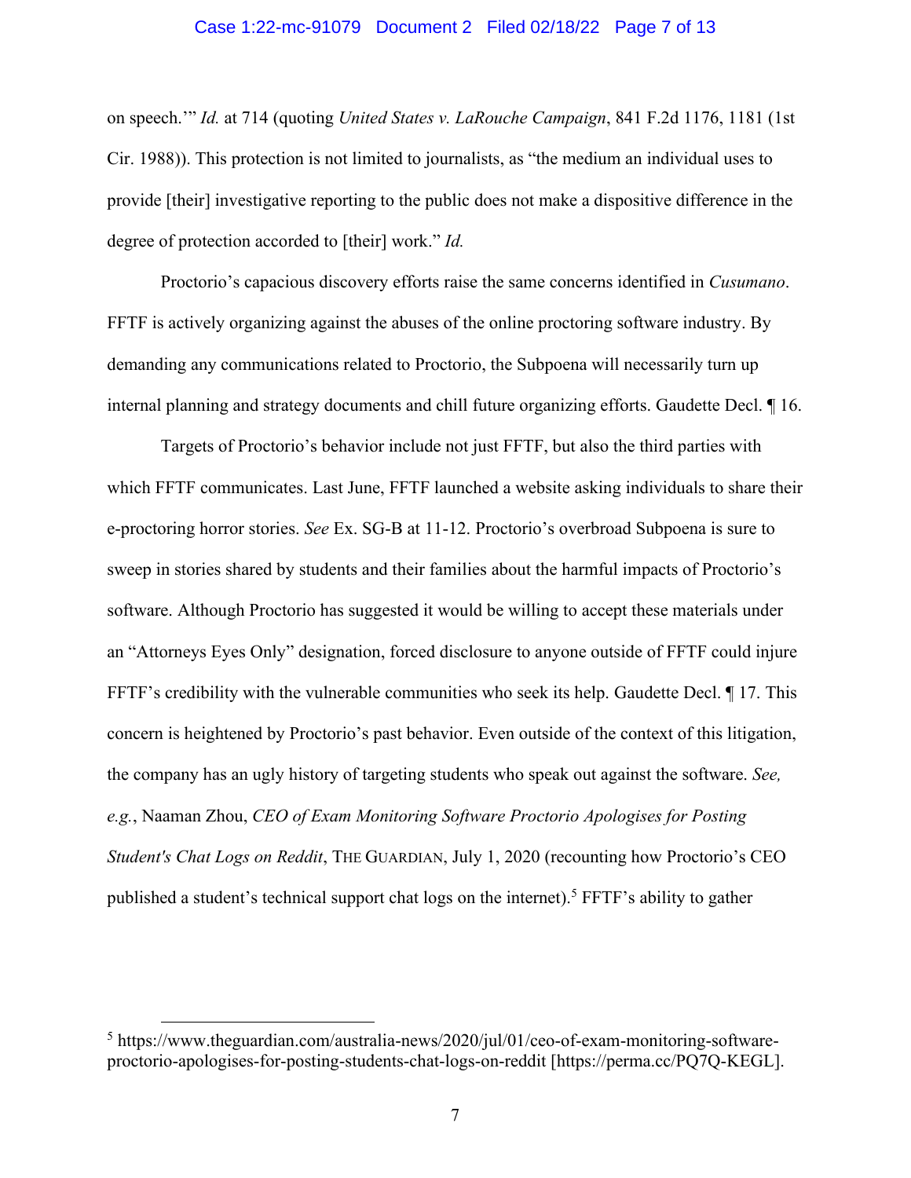on speech.'" *Id.* at 714 (quoting *United States v. LaRouche Campaign*, 841 F.2d 1176, 1181 (1st Cir. 1988)). This protection is not limited to journalists, as "the medium an individual uses to provide [their] investigative reporting to the public does not make a dispositive difference in the degree of protection accorded to [their] work." *Id.*

Proctorio's capacious discovery efforts raise the same concerns identified in *Cusumano*. FFTF is actively organizing against the abuses of the online proctoring software industry. By demanding any communications related to Proctorio, the Subpoena will necessarily turn up internal planning and strategy documents and chill future organizing efforts. Gaudette Decl. ¶ 16.

Targets of Proctorio's behavior include not just FFTF, but also the third parties with which FFTF communicates. Last June, FFTF launched a website asking individuals to share their e-proctoring horror stories. *See* Ex. SG-B at 11-12. Proctorio's overbroad Subpoena is sure to sweep in stories shared by students and their families about the harmful impacts of Proctorio's software. Although Proctorio has suggested it would be willing to accept these materials under an "Attorneys Eyes Only" designation, forced disclosure to anyone outside of FFTF could injure FFTF's credibility with the vulnerable communities who seek its help. Gaudette Decl. ¶ 17. This concern is heightened by Proctorio's past behavior. Even outside of the context of this litigation, the company has an ugly history of targeting students who speak out against the software. *See, e.g.*, Naaman Zhou, *CEO of Exam Monitoring Software Proctorio Apologises for Posting Student's Chat Logs on Reddit*, THE GUARDIAN, July 1, 2020 (recounting how Proctorio's CEO published a student's technical support chat logs on the internet).[5] FFTF's ability to gather

[5] https://www.theguardian.com/australia-news/2020/jul/01/ceo-of-exam-monitoring-software-proctorio-apologises-for-posting-students-chat-logs-on-reddit [https://perma.cc/PQ7Q-KEGL].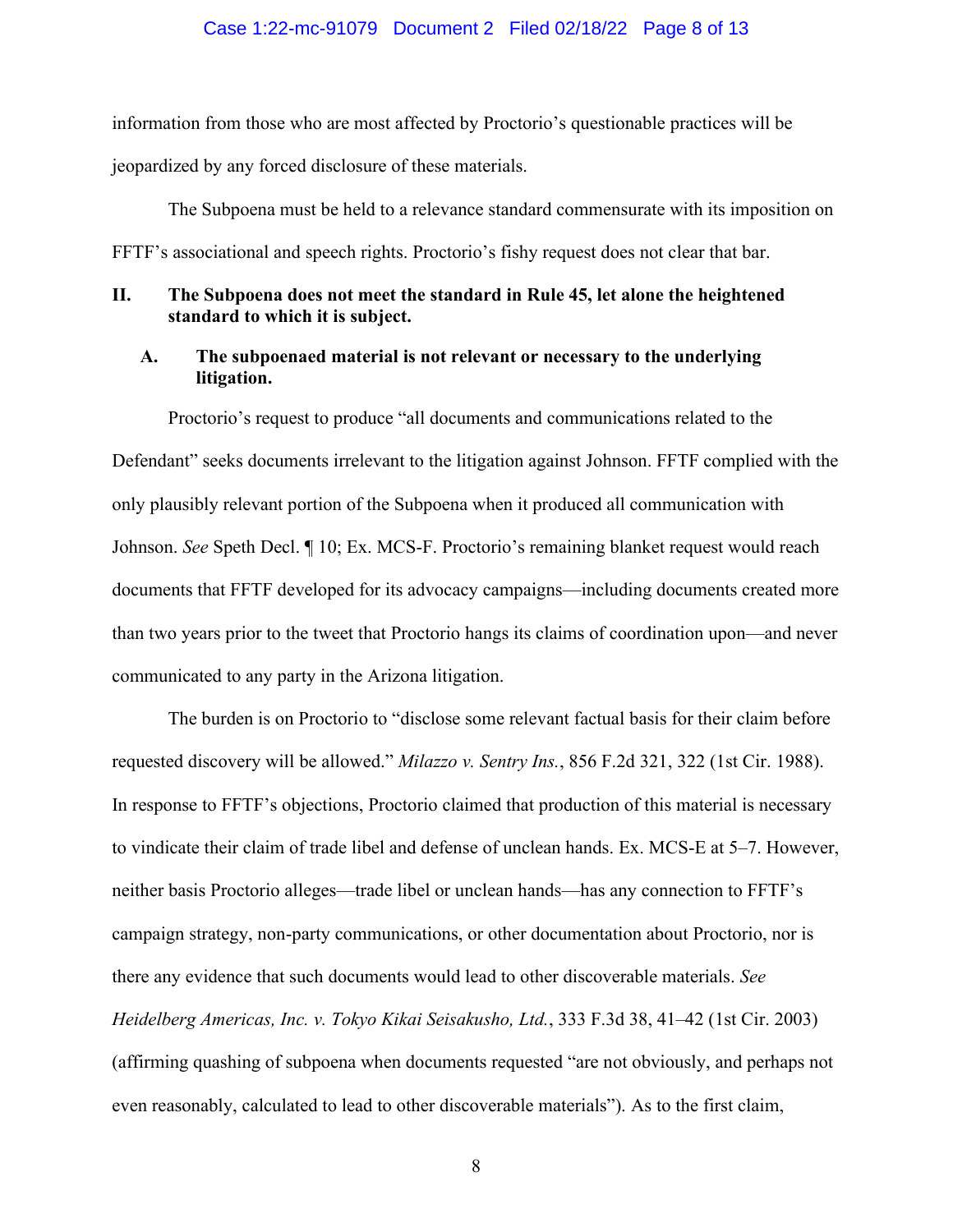information from those who are most affected by Proctorio's questionable practices will be jeopardized by any forced disclosure of these materials.

The Subpoena must be held to a relevance standard commensurate with its imposition on FFTF's associational and speech rights. Proctorio's fishy request does not clear that bar.

## II. The Subpoena does not meet the standard in Rule 45, let alone the heightened standard to which it is subject.

### A. The subpoenaed material is not relevant or necessary to the underlying litigation.

Proctorio's request to produce "all documents and communications related to the Defendant" seeks documents irrelevant to the litigation against Johnson. FFTF complied with the only plausibly relevant portion of the Subpoena when it produced all communication with Johnson. *See* Speth Decl. ¶ 10; Ex. MCS-F. Proctorio's remaining blanket request would reach documents that FFTF developed for its advocacy campaigns—including documents created more than two years prior to the tweet that Proctorio hangs its claims of coordination upon—and never communicated to any party in the Arizona litigation.

The burden is on Proctorio to "disclose some relevant factual basis for their claim before requested discovery will be allowed." *Milazzo v. Sentry Ins.*, 856 F.2d 321, 322 (1st Cir. 1988). In response to FFTF's objections, Proctorio claimed that production of this material is necessary to vindicate their claim of trade libel and defense of unclean hands. Ex. MCS-E at 5–7. However, neither basis Proctorio alleges—trade libel or unclean hands—has any connection to FFTF's campaign strategy, non-party communications, or other documentation about Proctorio, nor is there any evidence that such documents would lead to other discoverable materials. *See Heidelberg Americas, Inc. v. Tokyo Kikai Seisakusho, Ltd.*, 333 F.3d 38, 41–42 (1st Cir. 2003) (affirming quashing of subpoena when documents requested "are not obviously, and perhaps not even reasonably, calculated to lead to other discoverable materials"). As to the first claim,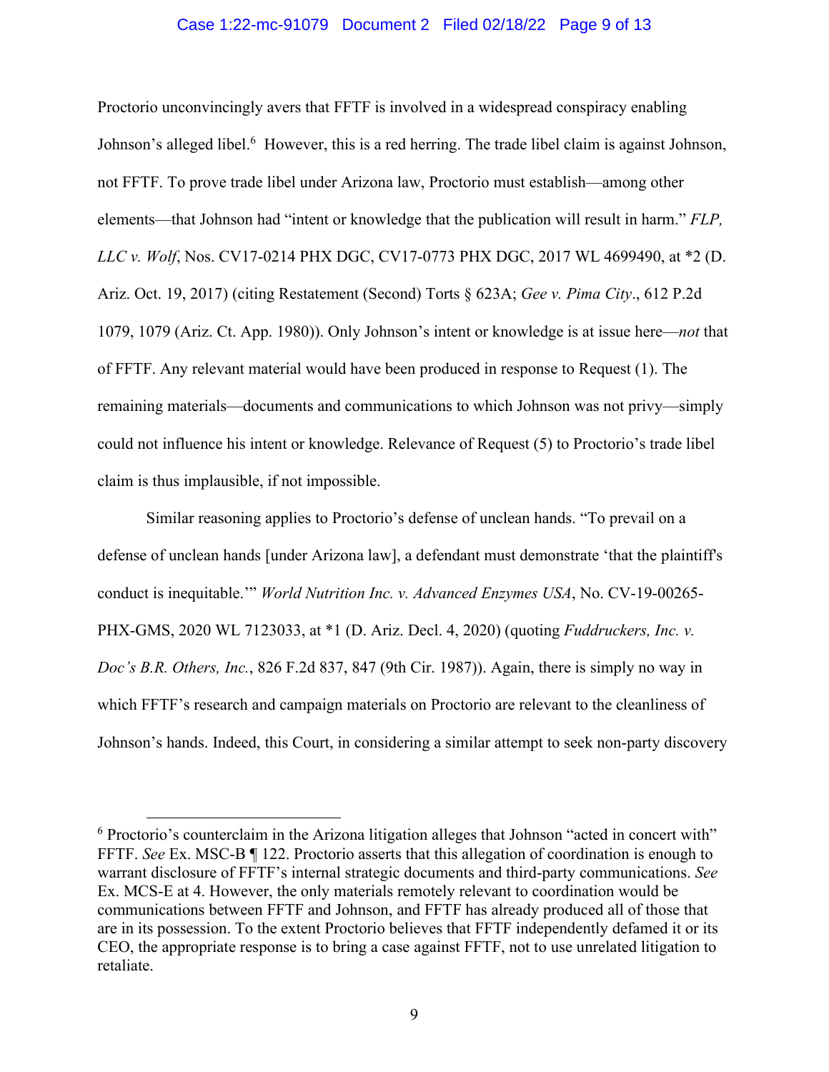Proctorio unconvincingly avers that FFTF is involved in a widespread conspiracy enabling Johnson's alleged libel.[6] However, this is a red herring. The trade libel claim is against Johnson, not FFTF. To prove trade libel under Arizona law, Proctorio must establish—among other elements—that Johnson had "intent or knowledge that the publication will result in harm." *FLP, LLC v. Wolf*, Nos. CV17-0214 PHX DGC, CV17-0773 PHX DGC, 2017 WL 4699490, at *2 (D. Ariz. Oct. 19, 2017) (citing Restatement (Second) Torts § 623A; *Gee v. Pima City*., 612 P.2d 1079, 1079 (Ariz. Ct. App. 1980)). Only Johnson's intent or knowledge is at issue here—*not* that of FFTF. Any relevant material would have been produced in response to Request (1). The remaining materials—documents and communications to which Johnson was not privy—simply could not influence his intent or knowledge. Relevance of Request (5) to Proctorio's trade libel claim is thus implausible, if not impossible.

Similar reasoning applies to Proctorio's defense of unclean hands. "To prevail on a defense of unclean hands [under Arizona law], a defendant must demonstrate 'that the plaintiff's conduct is inequitable.'" *World Nutrition Inc. v. Advanced Enzymes USA*, No. CV-19-00265-PHX-GMS, 2020 WL 7123033, at *1 (D. Ariz. Decl. 4, 2020) (quoting *Fuddruckers, Inc. v. Doc's B.R. Others, Inc.*, 826 F.2d 837, 847 (9th Cir. 1987)). Again, there is simply no way in which FFTF's research and campaign materials on Proctorio are relevant to the cleanliness of Johnson's hands. Indeed, this Court, in considering a similar attempt to seek non-party discovery

[6] Proctorio's counterclaim in the Arizona litigation alleges that Johnson "acted in concert with" FFTF. *See* Ex. MSC-B ¶ 122. Proctorio asserts that this allegation of coordination is enough to warrant disclosure of FFTF's internal strategic documents and third-party communications. *See* Ex. MCS-E at 4. However, the only materials remotely relevant to coordination would be communications between FFTF and Johnson, and FFTF has already produced all of those that are in its possession. To the extent Proctorio believes that FFTF independently defamed it or its CEO, the appropriate response is to bring a case against FFTF, not to use unrelated litigation to retaliate.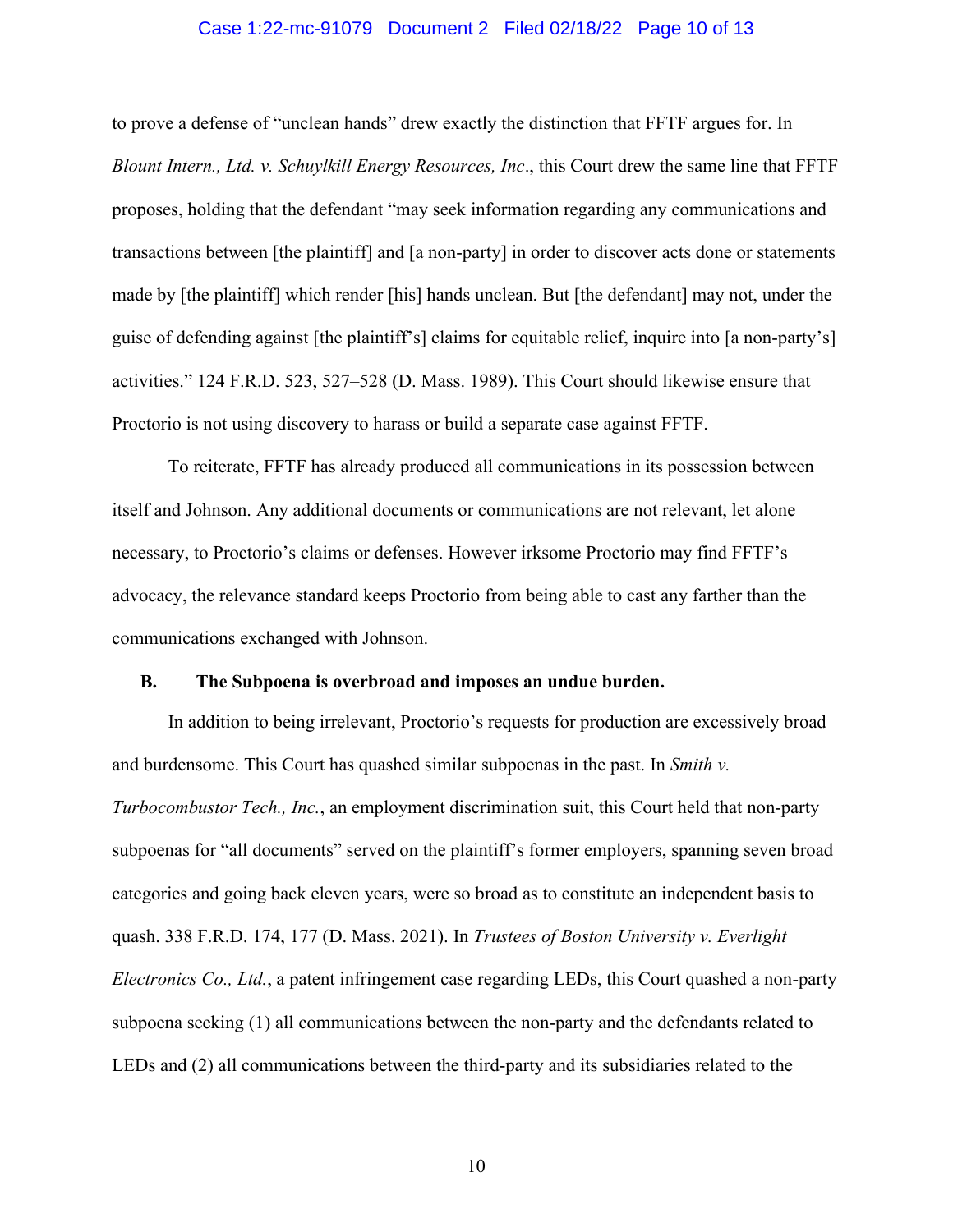to prove a defense of "unclean hands" drew exactly the distinction that FFTF argues for. In *Blount Intern., Ltd. v. Schuylkill Energy Resources, Inc*., this Court drew the same line that FFTF proposes, holding that the defendant "may seek information regarding any communications and transactions between [the plaintiff] and [a non-party] in order to discover acts done or statements made by [the plaintiff] which render [his] hands unclean. But [the defendant] may not, under the guise of defending against [the plaintiff's] claims for equitable relief, inquire into [a non-party's] activities." 124 F.R.D. 523, 527–528 (D. Mass. 1989). This Court should likewise ensure that Proctorio is not using discovery to harass or build a separate case against FFTF.

To reiterate, FFTF has already produced all communications in its possession between itself and Johnson. Any additional documents or communications are not relevant, let alone necessary, to Proctorio's claims or defenses. However irksome Proctorio may find FFTF's advocacy, the relevance standard keeps Proctorio from being able to cast any farther than the communications exchanged with Johnson.

### B. The Subpoena is overbroad and imposes an undue burden.

In addition to being irrelevant, Proctorio's requests for production are excessively broad and burdensome. This Court has quashed similar subpoenas in the past. In *Smith v. Turbocombustor Tech., Inc.*, an employment discrimination suit, this Court held that non-party subpoenas for "all documents" served on the plaintiff's former employers, spanning seven broad categories and going back eleven years, were so broad as to constitute an independent basis to quash. 338 F.R.D. 174, 177 (D. Mass. 2021). In *Trustees of Boston University v. Everlight Electronics Co., Ltd.*, a patent infringement case regarding LEDs, this Court quashed a non-party subpoena seeking (1) all communications between the non-party and the defendants related to LEDs and (2) all communications between the third-party and its subsidiaries related to the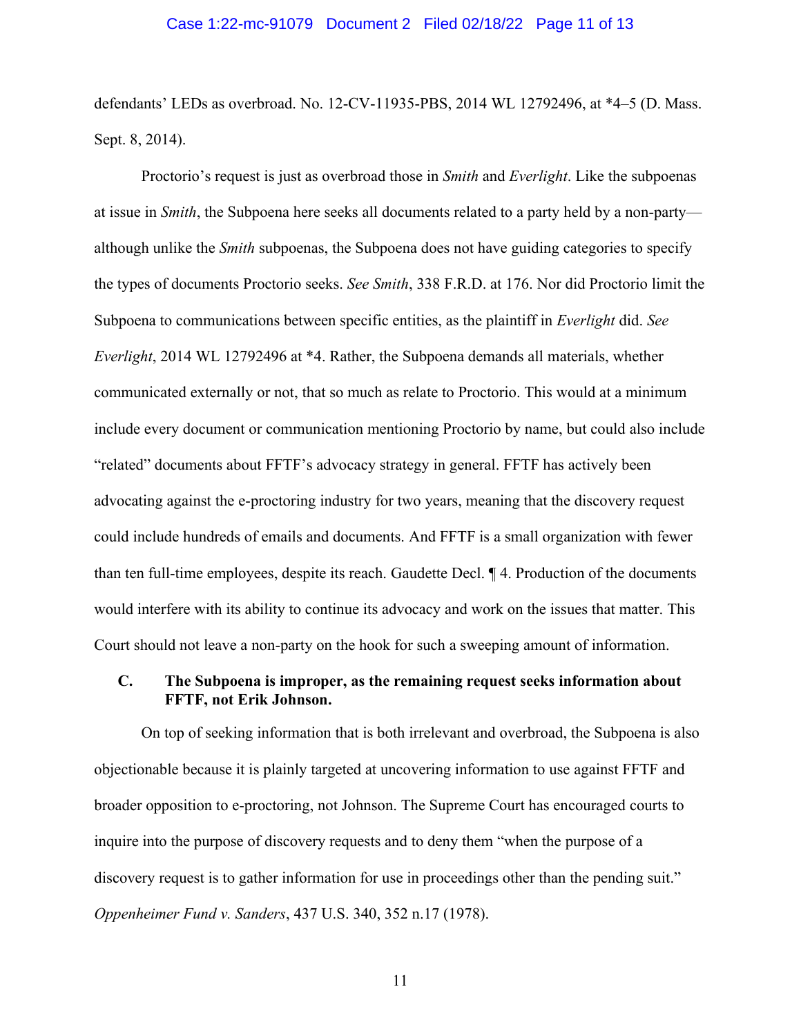defendants' LEDs as overbroad. No. 12-CV-11935-PBS, 2014 WL 12792496, at *4–5 (D. Mass. Sept. 8, 2014).

Proctorio's request is just as overbroad those in *Smith* and *Everlight*. Like the subpoenas at issue in *Smith*, the Subpoena here seeks all documents related to a party held by a non-party—although unlike the *Smith* subpoenas, the Subpoena does not have guiding categories to specify the types of documents Proctorio seeks. *See Smith*, 338 F.R.D. at 176. Nor did Proctorio limit the Subpoena to communications between specific entities, as the plaintiff in *Everlight* did. *See Everlight*, 2014 WL 12792496 at *4. Rather, the Subpoena demands all materials, whether communicated externally or not, that so much as relate to Proctorio. This would at a minimum include every document or communication mentioning Proctorio by name, but could also include "related" documents about FFTF's advocacy strategy in general. FFTF has actively been advocating against the e-proctoring industry for two years, meaning that the discovery request could include hundreds of emails and documents. And FFTF is a small organization with fewer than ten full-time employees, despite its reach. Gaudette Decl. ¶ 4. Production of the documents would interfere with its ability to continue its advocacy and work on the issues that matter. This Court should not leave a non-party on the hook for such a sweeping amount of information.

### C. The Subpoena is improper, as the remaining request seeks information about FFTF, not Erik Johnson.

On top of seeking information that is both irrelevant and overbroad, the Subpoena is also objectionable because it is plainly targeted at uncovering information to use against FFTF and broader opposition to e-proctoring, not Johnson. The Supreme Court has encouraged courts to inquire into the purpose of discovery requests and to deny them "when the purpose of a discovery request is to gather information for use in proceedings other than the pending suit." *Oppenheimer Fund v. Sanders*, 437 U.S. 340, 352 n.17 (1978).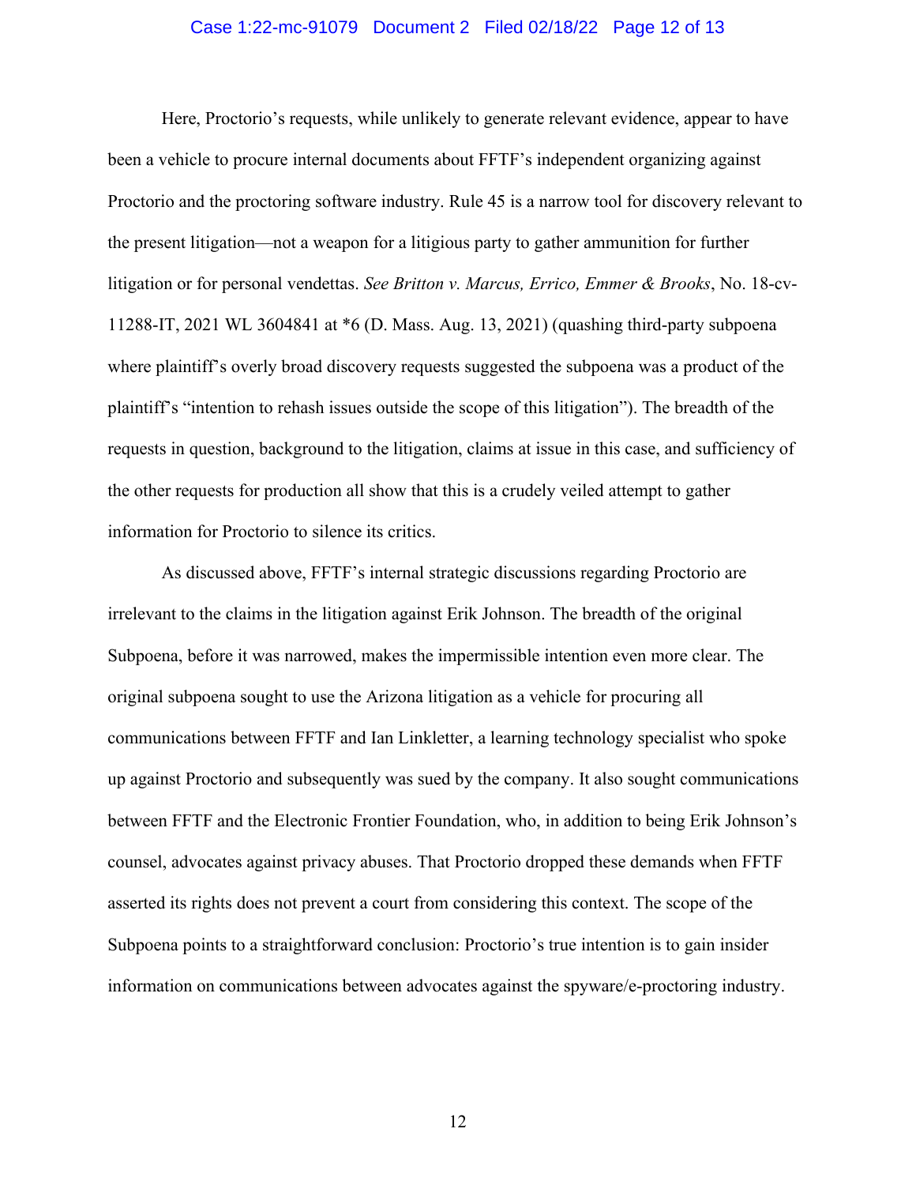Here, Proctorio's requests, while unlikely to generate relevant evidence, appear to have been a vehicle to procure internal documents about FFTF's independent organizing against Proctorio and the proctoring software industry. Rule 45 is a narrow tool for discovery relevant to the present litigation—not a weapon for a litigious party to gather ammunition for further litigation or for personal vendettas. *See Britton v. Marcus, Errico, Emmer & Brooks*, No. 18-cv-11288-IT, 2021 WL 3604841 at *6 (D. Mass. Aug. 13, 2021) (quashing third-party subpoena where plaintiff's overly broad discovery requests suggested the subpoena was a product of the plaintiff's "intention to rehash issues outside the scope of this litigation"). The breadth of the requests in question, background to the litigation, claims at issue in this case, and sufficiency of the other requests for production all show that this is a crudely veiled attempt to gather information for Proctorio to silence its critics.

As discussed above, FFTF's internal strategic discussions regarding Proctorio are irrelevant to the claims in the litigation against Erik Johnson. The breadth of the original Subpoena, before it was narrowed, makes the impermissible intention even more clear. The original subpoena sought to use the Arizona litigation as a vehicle for procuring all communications between FFTF and Ian Linkletter, a learning technology specialist who spoke up against Proctorio and subsequently was sued by the company. It also sought communications between FFTF and the Electronic Frontier Foundation, who, in addition to being Erik Johnson's counsel, advocates against privacy abuses. That Proctorio dropped these demands when FFTF asserted its rights does not prevent a court from considering this context. The scope of the Subpoena points to a straightforward conclusion: Proctorio's true intention is to gain insider information on communications between advocates against the spyware/e-proctoring industry.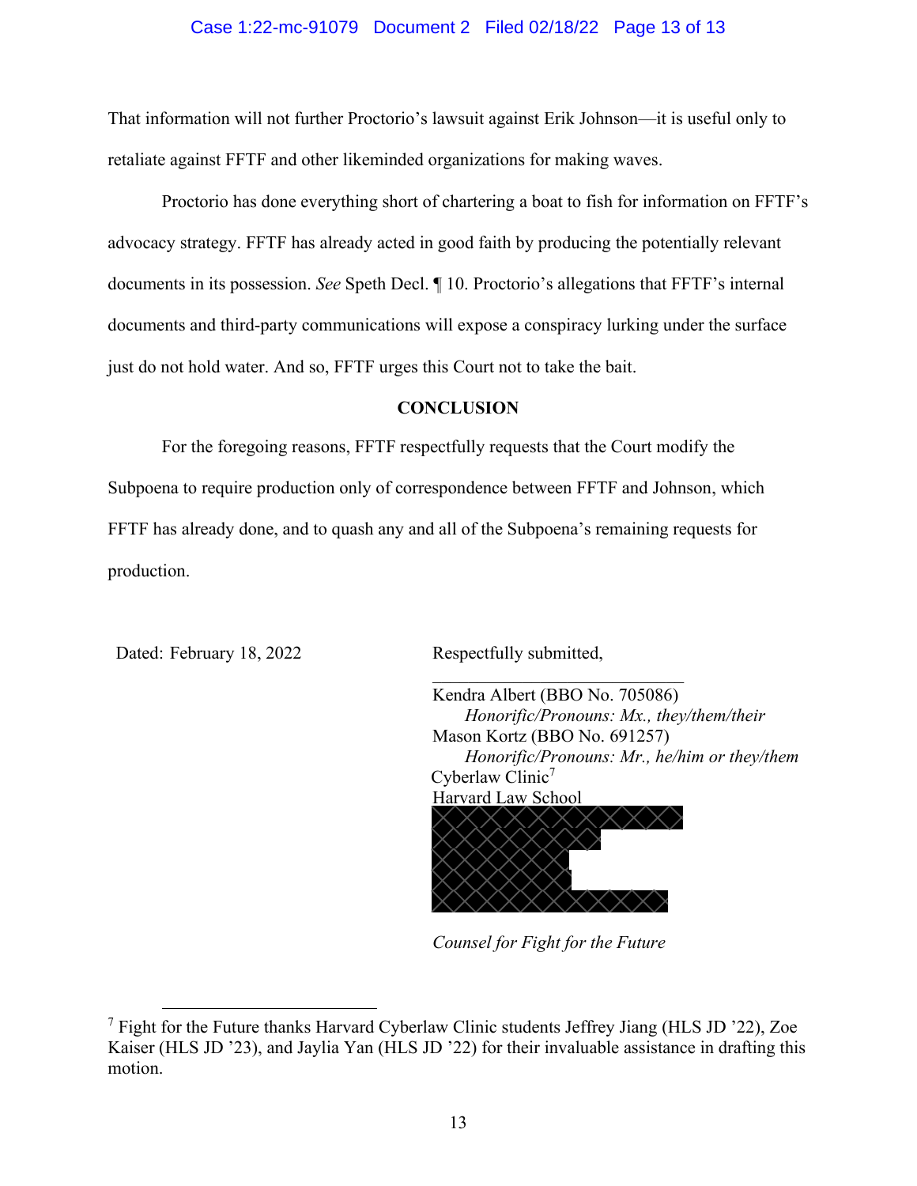That information will not further Proctorio's lawsuit against Erik Johnson—it is useful only to retaliate against FFTF and other likeminded organizations for making waves.

Proctorio has done everything short of chartering a boat to fish for information on FFTF's advocacy strategy. FFTF has already acted in good faith by producing the potentially relevant documents in its possession. *See* Speth Decl. ¶ 10. Proctorio's allegations that FFTF's internal documents and third-party communications will expose a conspiracy lurking under the surface just do not hold water. And so, FFTF urges this Court not to take the bait.

## CONCLUSION

For the foregoing reasons, FFTF respectfully requests that the Court modify the Subpoena to require production only of correspondence between FFTF and Johnson, which FFTF has already done, and to quash any and all of the Subpoena's remaining requests for production.

Dated: February 18, 2022

Respectfully submitted,

\_\_\_\_\_\_\_\_\_\_\_\_\_\_\_\_\_\_\_\_\_\_\_\_\_\_\_\_

Kendra Albert (BBO No. 705086)
*Honorific/Pronouns: Mx., they/them/their*
Mason Kortz (BBO No. 691257)
*Honorific/Pronouns: Mr., he/him or they/them*
Cyberlaw Clinic[7]
Harvard Law School

*Counsel for Fight for the Future*

[7] Fight for the Future thanks Harvard Cyberlaw Clinic students Jeffrey Jiang (HLS JD '22), Zoe Kaiser (HLS JD '23), and Jaylia Yan (HLS JD '22) for their invaluable assistance in drafting this motion.